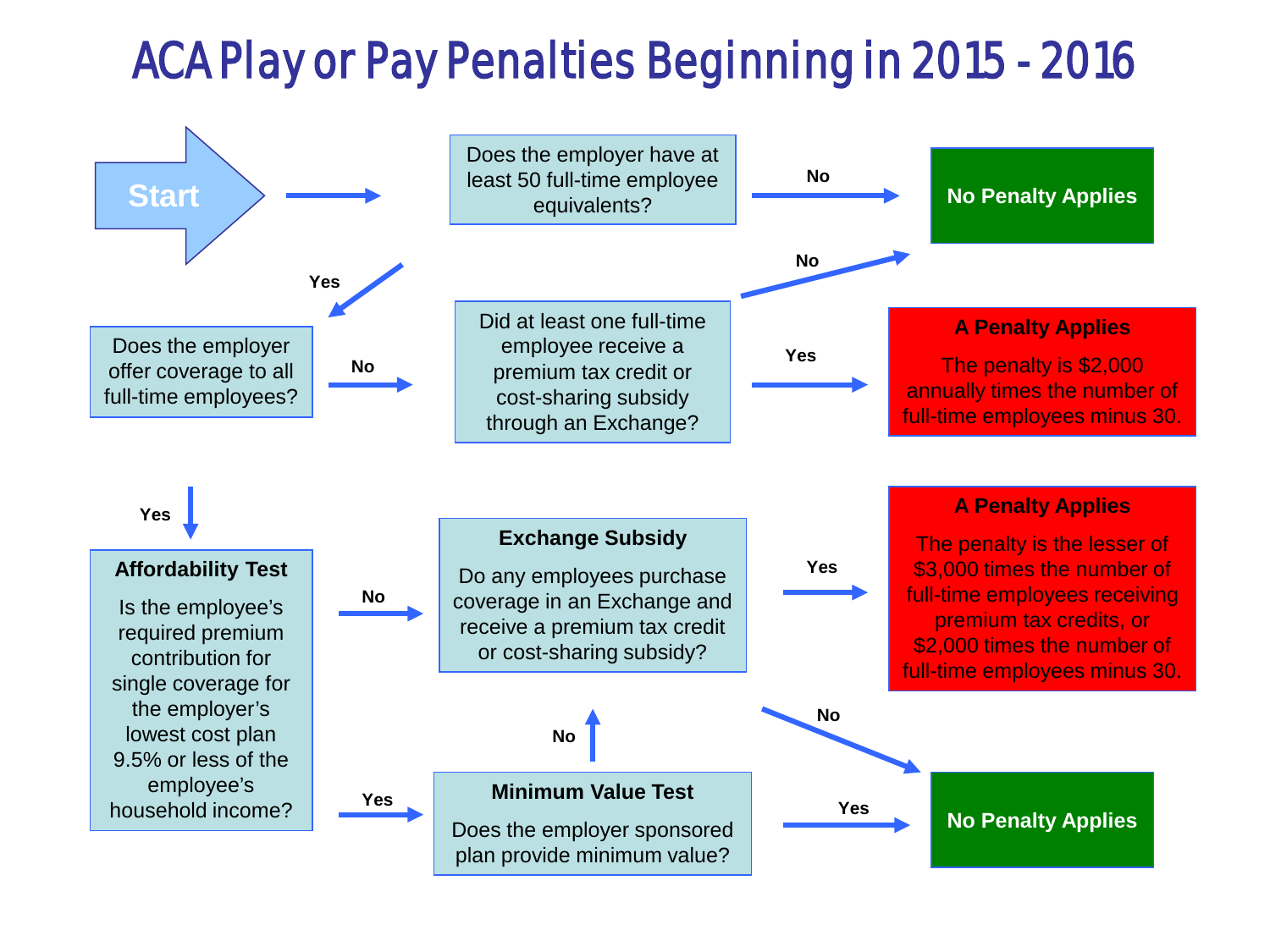# ACA Play or Pay Penalties Beginning in 2015 - 2016

**Start** →

**Does the employer have at least 50 full-time employee equivalents?**

- **No** → **No Penalty Applies**
- **Yes** → **Does the employer offer coverage to all full-time employees?**

**Does the employer offer coverage to all full-time employees?**

- **No** → **Did at least one full-time employee receive a premium tax credit or cost-sharing subsidy through an Exchange?**
  - **No** → **No Penalty Applies**
  - **Yes** → **A Penalty Applies** — The penalty is $2,000 annually times the number of full-time employees minus 30.
- **Yes** → **Affordability Test**

**Affordability Test**

Is the employee's required premium contribution for single coverage for the employer's lowest cost plan 9.5% or less of the employee's household income?

- **No** → **Exchange Subsidy**
- **Yes** → **Minimum Value Test**

**Minimum Value Test**

Does the employer sponsored plan provide minimum value?

- **No** → **Exchange Subsidy**
- **Yes** → **No Penalty Applies**

**Exchange Subsidy**

Do any employees purchase coverage in an Exchange and receive a premium tax credit or cost-sharing subsidy?

- **Yes** → **A Penalty Applies** — The penalty is the lesser of $3,000 times the number of full-time employees receiving premium tax credits, or $2,000 times the number of full-time employees minus 30.
- **No** → **No Penalty Applies**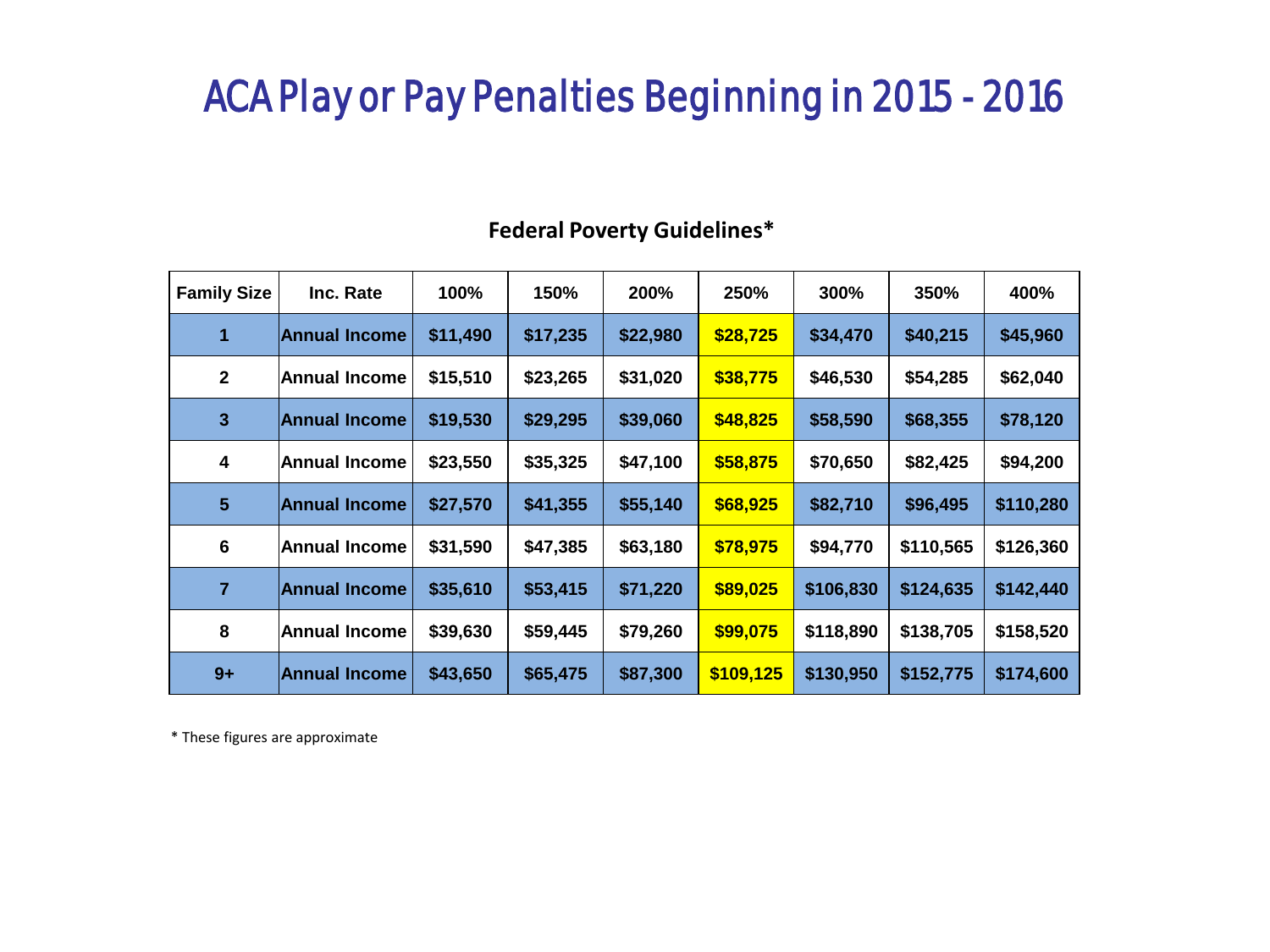# ACA Play or Pay Penalties Beginning in 2015 - 2016

## Federal Poverty Guidelines*

| Family Size | Inc. Rate | 100% | 150% | 200% | 250% | 300% | 350% | 400% |
|---|---|---|---|---|---|---|---|---|
| 1 | Annual Income | $11,490 | $17,235 | $22,980 | $28,725 | $34,470 | $40,215 | $45,960 |
| 2 | Annual Income | $15,510 | $23,265 | $31,020 | $38,775 | $46,530 | $54,285 | $62,040 |
| 3 | Annual Income | $19,530 | $29,295 | $39,060 | $48,825 | $58,590 | $68,355 | $78,120 |
| 4 | Annual Income | $23,550 | $35,325 | $47,100 | $58,875 | $70,650 | $82,425 | $94,200 |
| 5 | Annual Income | $27,570 | $41,355 | $55,140 | $68,925 | $82,710 | $96,495 | $110,280 |
| 6 | Annual Income | $31,590 | $47,385 | $63,180 | $78,975 | $94,770 | $110,565 | $126,360 |
| 7 | Annual Income | $35,610 | $53,415 | $71,220 | $89,025 | $106,830 | $124,635 | $142,440 |
| 8 | Annual Income | $39,630 | $59,445 | $79,260 | $99,075 | $118,890 | $138,705 | $158,520 |
| 9+ | Annual Income | $43,650 | $65,475 | $87,300 | $109,125 | $130,950 | $152,775 | $174,600 |

* These figures are approximate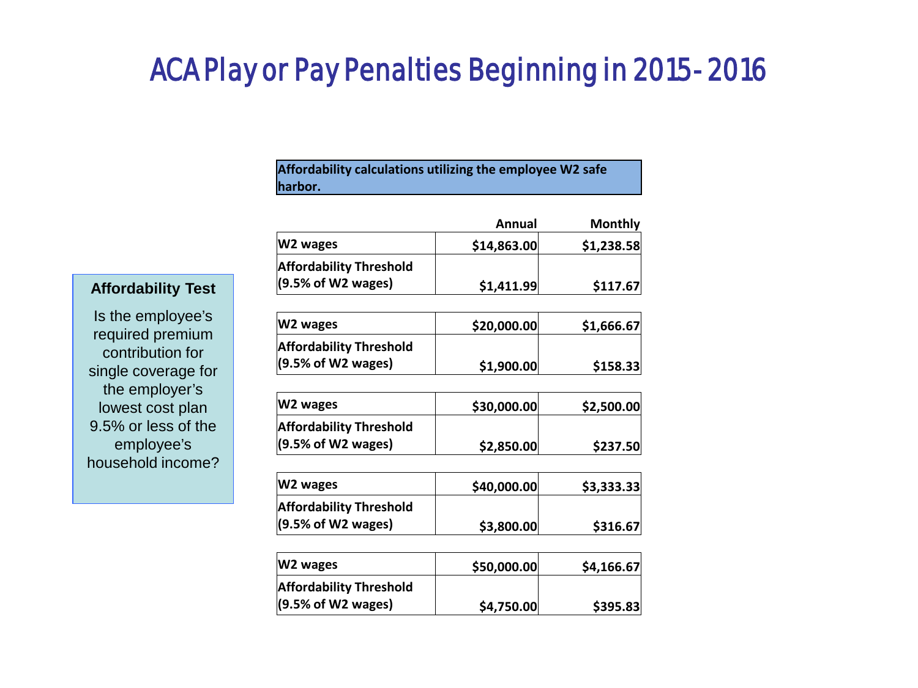# ACA Play or Pay Penalties Beginning in 2015- 2016

**Affordability Test**

Is the employee's required premium contribution for single coverage for the employer's lowest cost plan 9.5% or less of the employee's household income?

**Affordability calculations utilizing the employee W2 safe harbor.**

| | Annual | Monthly |
|---|---|---|
| **W2 wages** | **$14,863.00** | **$1,238.58** |
| **Affordability Threshold (9.5% of W2 wages)** | **$1,411.99** | **$117.67** |
| **W2 wages** | **$20,000.00** | **$1,666.67** |
| **Affordability Threshold (9.5% of W2 wages)** | **$1,900.00** | **$158.33** |
| **W2 wages** | **$30,000.00** | **$2,500.00** |
| **Affordability Threshold (9.5% of W2 wages)** | **$2,850.00** | **$237.50** |
| **W2 wages** | **$40,000.00** | **$3,333.33** |
| **Affordability Threshold (9.5% of W2 wages)** | **$3,800.00** | **$316.67** |
| **W2 wages** | **$50,000.00** | **$4,166.67** |
| **Affordability Threshold (9.5% of W2 wages)** | **$4,750.00** | **$395.83** |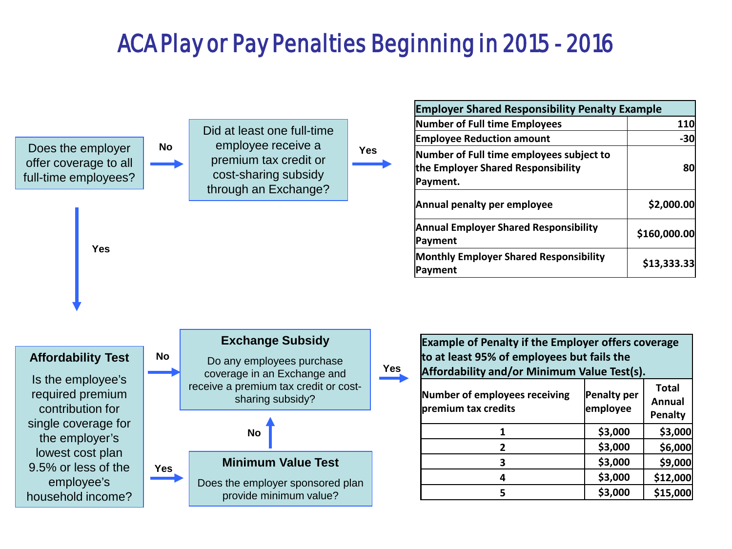# ACA Play or Pay Penalties Beginning in 2015 - 2016

Does the employer offer coverage to all full-time employees?

**No** → Did at least one full-time employee receive a premium tax credit or cost-sharing subsidy through an Exchange?

**Yes** →

| Employer Shared Responsibility Penalty Example | |
|---|---|
| Number of Full time Employees | 110 |
| Employee Reduction amount | -30 |
| Number of Full time employees subject to the Employer Shared Responsibility Payment. | 80 |
| Annual penalty per employee | $2,000.00 |
| Annual Employer Shared Responsibility Payment | $160,000.00 |
| Monthly Employer Shared Responsibility Payment | $13,333.33 |

**Yes** ↓

**Affordability Test**

Is the employee's required premium contribution for single coverage for the employer's lowest cost plan 9.5% or less of the employee's household income?

**No** → **Exchange Subsidy**

Do any employees purchase coverage in an Exchange and receive a premium tax credit or cost-sharing subsidy?

**Yes** → **Minimum Value Test**

Does the employer sponsored plan provide minimum value?

**No** ↑ (to Exchange Subsidy)

Exchange Subsidy: **Yes** →

| Example of Penalty if the Employer offers coverage to at least 95% of employees but fails the Affordability and/or Minimum Value Test(s). | | |
|---|---|---|
| Number of employees receiving premium tax credits | Penalty per employee | Total Annual Penalty |
| 1 | $3,000 | $3,000 |
| 2 | $3,000 | $6,000 |
| 3 | $3,000 | $9,000 |
| 4 | $3,000 | $12,000 |
| 5 | $3,000 | $15,000 |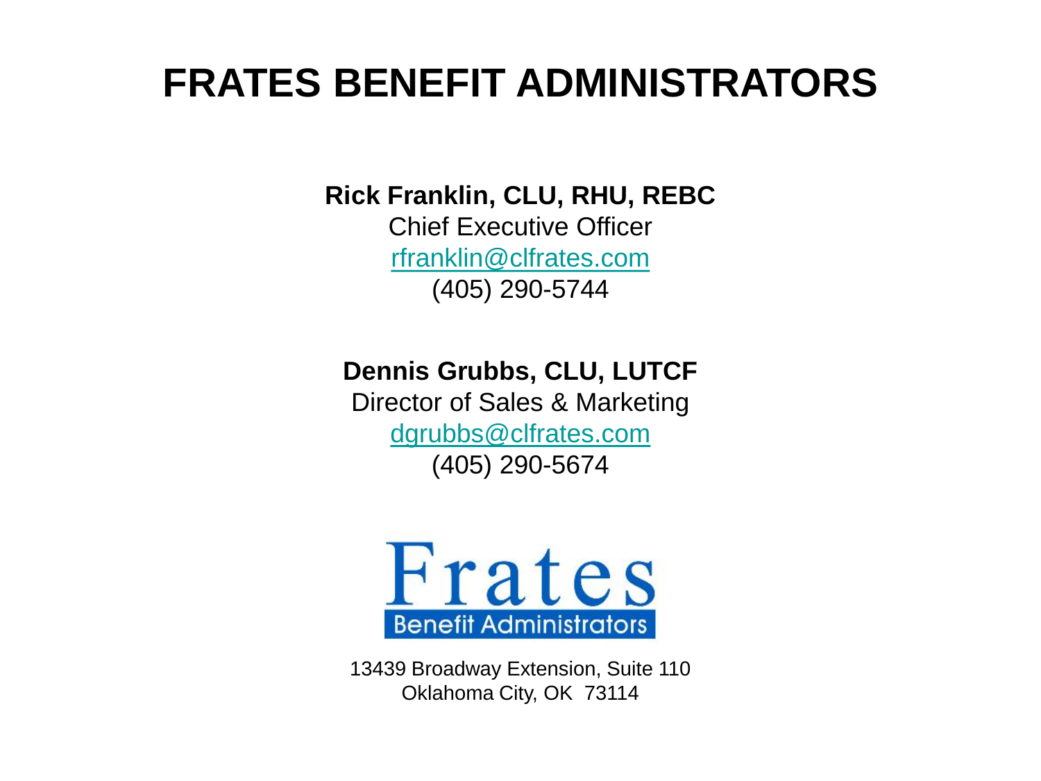# FRATES BENEFIT ADMINISTRATORS

**Rick Franklin, CLU, RHU, REBC**
Chief Executive Officer
rfranklin@clfrates.com
(405) 290-5744

**Dennis Grubbs, CLU, LUTCF**
Director of Sales & Marketing
dgrubbs@clfrates.com
(405) 290-5674

Frates
Benefit Administrators

13439 Broadway Extension, Suite 110
Oklahoma City, OK 73114